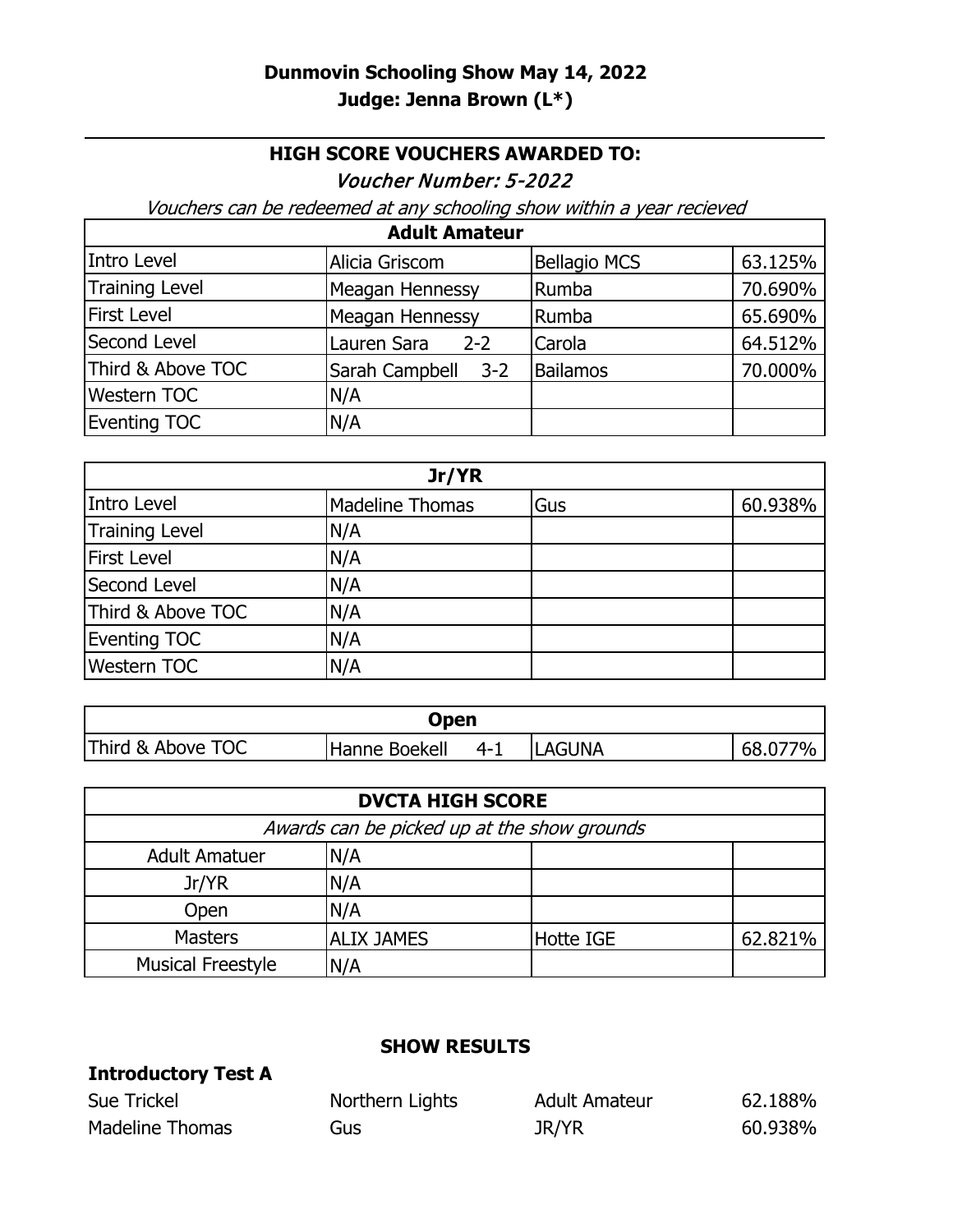**Dunmovin Schooling Show May 14, 2022**

**Judge: Jenna Brown (L*)**

---

**HIGH SCORE VOUCHERS AWARDED TO:**

*Voucher Number: 5-2022*

*Vouchers can be redeemed at any schooling show within a year recieved*

| Adult Amateur | | | |
|---|---|---|---|
| Intro Level | Alicia Griscom | Bellagio MCS | 63.125% |
| Training Level | Meagan Hennessy | Rumba | 70.690% |
| First Level | Meagan Hennessy | Rumba | 65.690% |
| Second Level | Lauren Sara 2-2 | Carola | 64.512% |
| Third & Above TOC | Sarah Campbell 3-2 | Bailamos | 70.000% |
| Western TOC | N/A | | |
| Eventing TOC | N/A | | |

| Jr/YR | | | |
|---|---|---|---|
| Intro Level | Madeline Thomas | Gus | 60.938% |
| Training Level | N/A | | |
| First Level | N/A | | |
| Second Level | N/A | | |
| Third & Above TOC | N/A | | |
| Eventing TOC | N/A | | |
| Western TOC | N/A | | |

| Open | | | |
|---|---|---|---|
| Third & Above TOC | Hanne Boekell 4-1 | LAGUNA | 68.077% |

| DVCTA HIGH SCORE | | | |
|---|---|---|---|
| *Awards can be picked up at the show grounds* | | | |
| Adult Amatuer | N/A | | |
| Jr/YR | N/A | | |
| Open | N/A | | |
| Masters | ALIX JAMES | Hotte IGE | 62.821% |
| Musical Freestyle | N/A | | |

**SHOW RESULTS**

**Introductory Test A**

| | | | |
|---|---|---|---|
| Sue Trickel | Northern Lights | Adult Amateur | 62.188% |
| Madeline Thomas | Gus | JR/YR | 60.938% |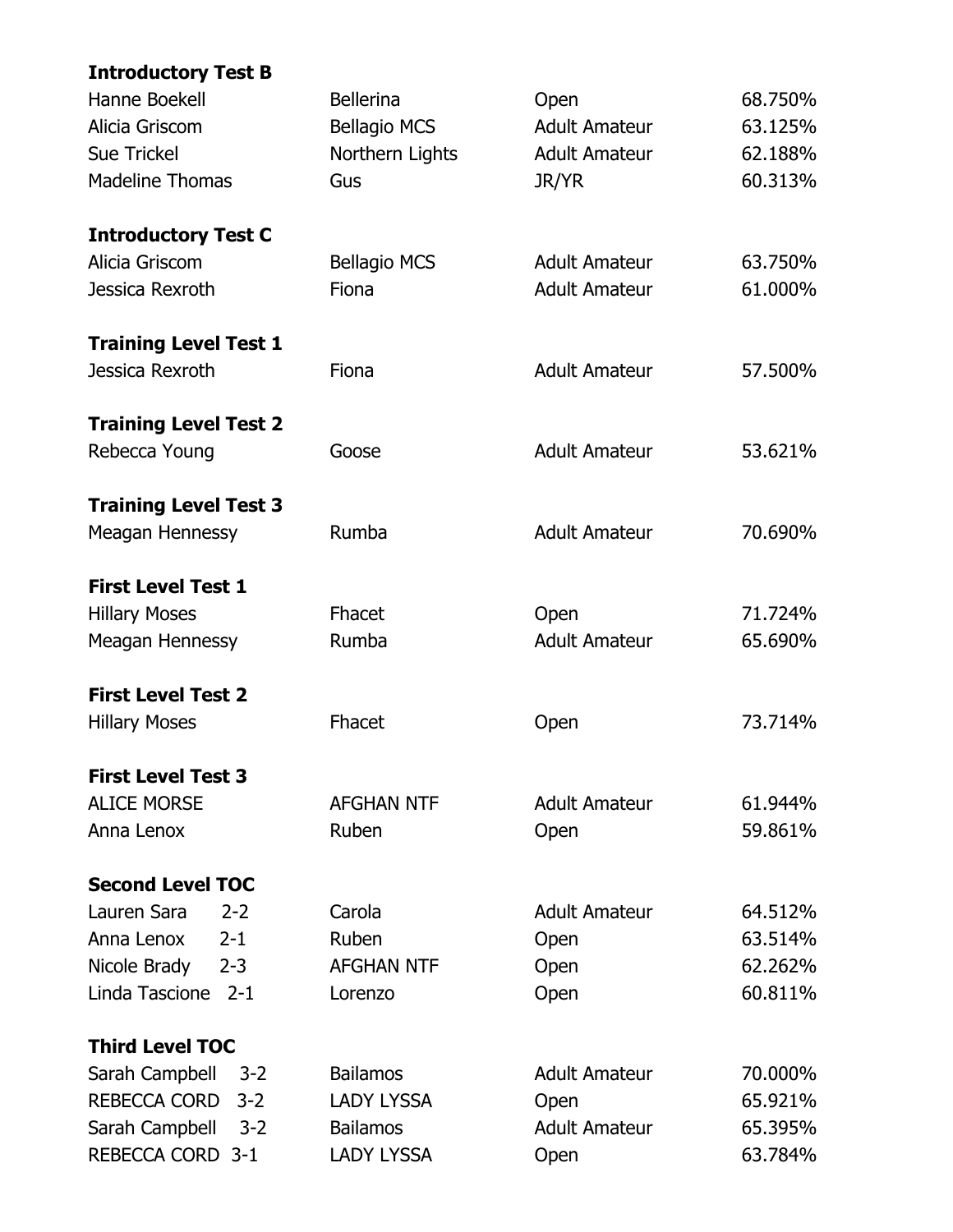**Introductory Test B**

| | | | |
|---|---|---|---|
| Hanne Boekell | Bellerina | Open | 68.750% |
| Alicia Griscom | Bellagio MCS | Adult Amateur | 63.125% |
| Sue Trickel | Northern Lights | Adult Amateur | 62.188% |
| Madeline Thomas | Gus | JR/YR | 60.313% |

**Introductory Test C**

| | | | |
|---|---|---|---|
| Alicia Griscom | Bellagio MCS | Adult Amateur | 63.750% |
| Jessica Rexroth | Fiona | Adult Amateur | 61.000% |

**Training Level Test 1**

| | | | |
|---|---|---|---|
| Jessica Rexroth | Fiona | Adult Amateur | 57.500% |

**Training Level Test 2**

| | | | |
|---|---|---|---|
| Rebecca Young | Goose | Adult Amateur | 53.621% |

**Training Level Test 3**

| | | | |
|---|---|---|---|
| Meagan Hennessy | Rumba | Adult Amateur | 70.690% |

**First Level Test 1**

| | | | |
|---|---|---|---|
| Hillary Moses | Fhacet | Open | 71.724% |
| Meagan Hennessy | Rumba | Adult Amateur | 65.690% |

**First Level Test 2**

| | | | |
|---|---|---|---|
| Hillary Moses | Fhacet | Open | 73.714% |

**First Level Test 3**

| | | | |
|---|---|---|---|
| ALICE MORSE | AFGHAN NTF | Adult Amateur | 61.944% |
| Anna Lenox | Ruben | Open | 59.861% |

**Second Level TOC**

| | | | |
|---|---|---|---|
| Lauren Sara 2-2 | Carola | Adult Amateur | 64.512% |
| Anna Lenox 2-1 | Ruben | Open | 63.514% |
| Nicole Brady 2-3 | AFGHAN NTF | Open | 62.262% |
| Linda Tascione 2-1 | Lorenzo | Open | 60.811% |

**Third Level TOC**

| | | | |
|---|---|---|---|
| Sarah Campbell 3-2 | Bailamos | Adult Amateur | 70.000% |
| REBECCA CORD 3-2 | LADY LYSSA | Open | 65.921% |
| Sarah Campbell 3-2 | Bailamos | Adult Amateur | 65.395% |
| REBECCA CORD 3-1 | LADY LYSSA | Open | 63.784% |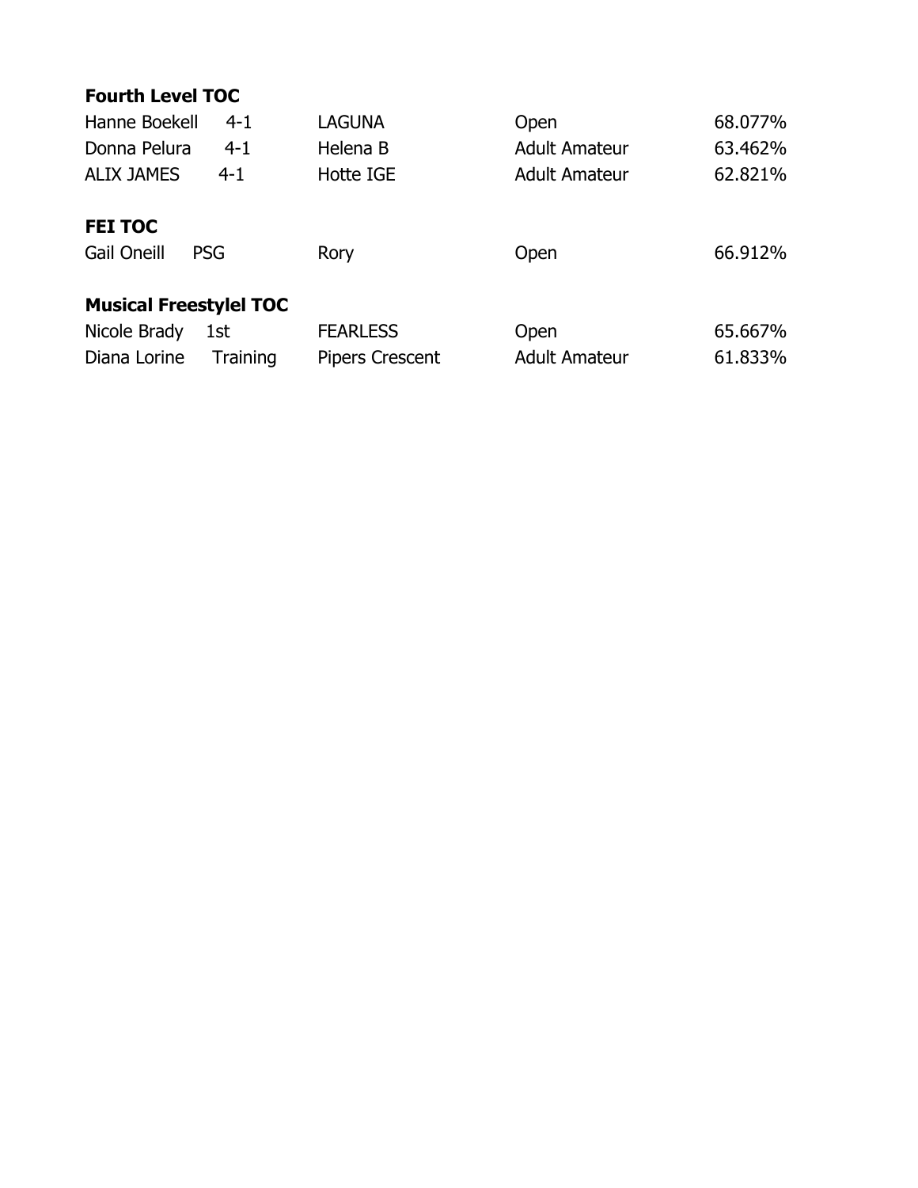**Fourth Level TOC**

| | | | | |
|---|---|---|---|---|
| Hanne Boekell | 4-1 | LAGUNA | Open | 68.077% |
| Donna Pelura | 4-1 | Helena B | Adult Amateur | 63.462% |
| ALIX JAMES | 4-1 | Hotte IGE | Adult Amateur | 62.821% |

**FEI TOC**

| | | | | |
|---|---|---|---|---|
| Gail Oneill | PSG | Rory | Open | 66.912% |

**Musical Freestylel TOC**

| | | | | |
|---|---|---|---|---|
| Nicole Brady | 1st | FEARLESS | Open | 65.667% |
| Diana Lorine | Training | Pipers Crescent | Adult Amateur | 61.833% |